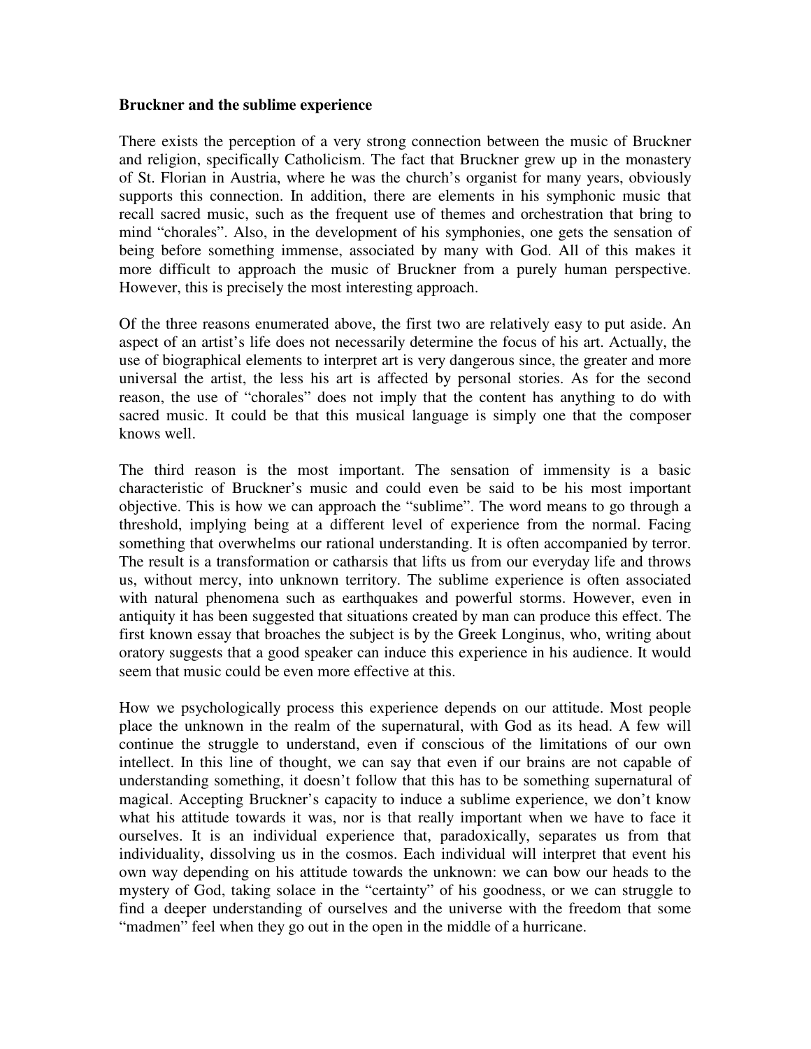**Bruckner and the sublime experience**

There exists the perception of a very strong connection between the music of Bruckner and religion, specifically Catholicism. The fact that Bruckner grew up in the monastery of St. Florian in Austria, where he was the church's organist for many years, obviously supports this connection. In addition, there are elements in his symphonic music that recall sacred music, such as the frequent use of themes and orchestration that bring to mind "chorales". Also, in the development of his symphonies, one gets the sensation of being before something immense, associated by many with God. All of this makes it more difficult to approach the music of Bruckner from a purely human perspective. However, this is precisely the most interesting approach.

Of the three reasons enumerated above, the first two are relatively easy to put aside. An aspect of an artist's life does not necessarily determine the focus of his art. Actually, the use of biographical elements to interpret art is very dangerous since, the greater and more universal the artist, the less his art is affected by personal stories. As for the second reason, the use of "chorales" does not imply that the content has anything to do with sacred music. It could be that this musical language is simply one that the composer knows well.

The third reason is the most important. The sensation of immensity is a basic characteristic of Bruckner's music and could even be said to be his most important objective. This is how we can approach the "sublime". The word means to go through a threshold, implying being at a different level of experience from the normal. Facing something that overwhelms our rational understanding. It is often accompanied by terror. The result is a transformation or catharsis that lifts us from our everyday life and throws us, without mercy, into unknown territory. The sublime experience is often associated with natural phenomena such as earthquakes and powerful storms. However, even in antiquity it has been suggested that situations created by man can produce this effect. The first known essay that broaches the subject is by the Greek Longinus, who, writing about oratory suggests that a good speaker can induce this experience in his audience. It would seem that music could be even more effective at this.

How we psychologically process this experience depends on our attitude. Most people place the unknown in the realm of the supernatural, with God as its head. A few will continue the struggle to understand, even if conscious of the limitations of our own intellect. In this line of thought, we can say that even if our brains are not capable of understanding something, it doesn't follow that this has to be something supernatural of magical. Accepting Bruckner's capacity to induce a sublime experience, we don't know what his attitude towards it was, nor is that really important when we have to face it ourselves. It is an individual experience that, paradoxically, separates us from that individuality, dissolving us in the cosmos. Each individual will interpret that event his own way depending on his attitude towards the unknown: we can bow our heads to the mystery of God, taking solace in the "certainty" of his goodness, or we can struggle to find a deeper understanding of ourselves and the universe with the freedom that some "madmen" feel when they go out in the open in the middle of a hurricane.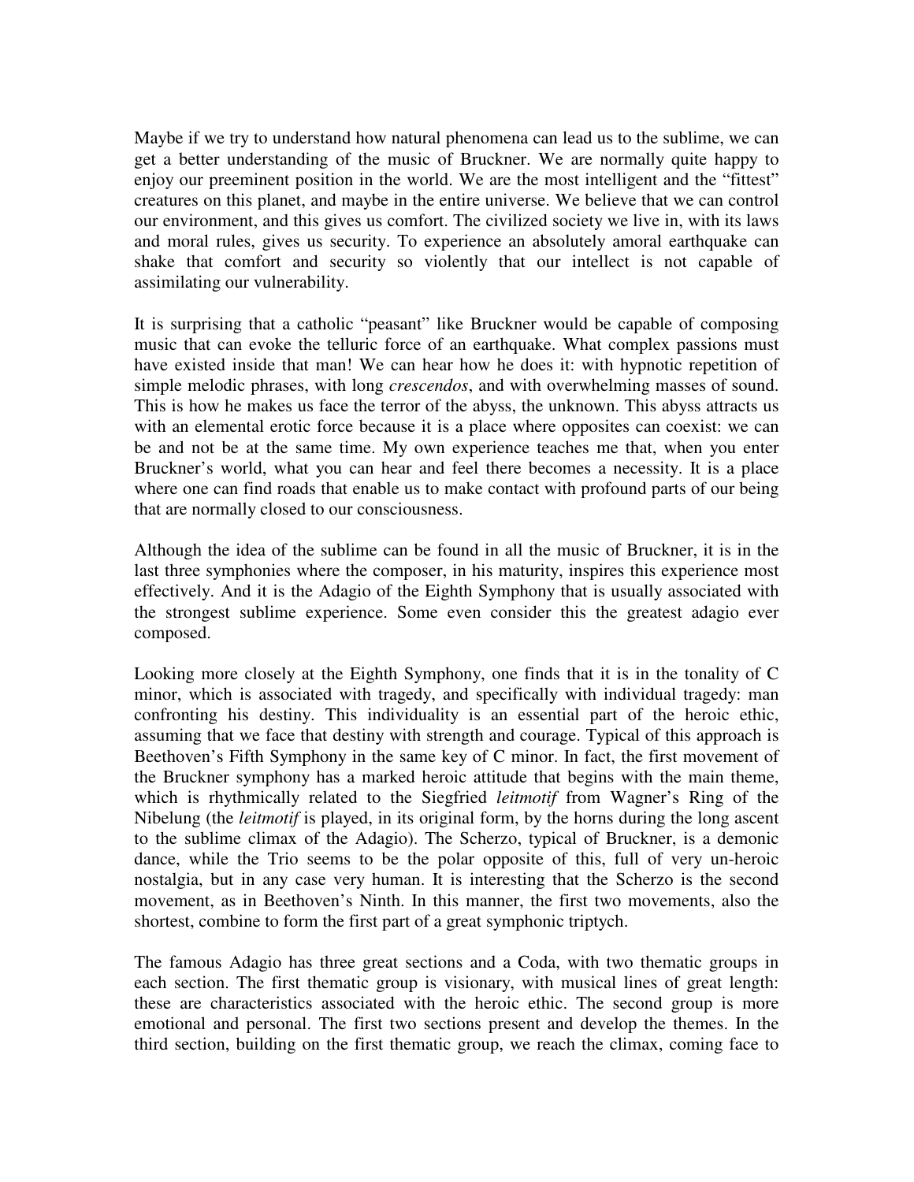Maybe if we try to understand how natural phenomena can lead us to the sublime, we can get a better understanding of the music of Bruckner. We are normally quite happy to enjoy our preeminent position in the world. We are the most intelligent and the "fittest" creatures on this planet, and maybe in the entire universe. We believe that we can control our environment, and this gives us comfort. The civilized society we live in, with its laws and moral rules, gives us security. To experience an absolutely amoral earthquake can shake that comfort and security so violently that our intellect is not capable of assimilating our vulnerability.

It is surprising that a catholic "peasant" like Bruckner would be capable of composing music that can evoke the telluric force of an earthquake. What complex passions must have existed inside that man! We can hear how he does it: with hypnotic repetition of simple melodic phrases, with long *crescendos*, and with overwhelming masses of sound. This is how he makes us face the terror of the abyss, the unknown. This abyss attracts us with an elemental erotic force because it is a place where opposites can coexist: we can be and not be at the same time. My own experience teaches me that, when you enter Bruckner's world, what you can hear and feel there becomes a necessity. It is a place where one can find roads that enable us to make contact with profound parts of our being that are normally closed to our consciousness.

Although the idea of the sublime can be found in all the music of Bruckner, it is in the last three symphonies where the composer, in his maturity, inspires this experience most effectively. And it is the Adagio of the Eighth Symphony that is usually associated with the strongest sublime experience. Some even consider this the greatest adagio ever composed.

Looking more closely at the Eighth Symphony, one finds that it is in the tonality of C minor, which is associated with tragedy, and specifically with individual tragedy: man confronting his destiny. This individuality is an essential part of the heroic ethic, assuming that we face that destiny with strength and courage. Typical of this approach is Beethoven's Fifth Symphony in the same key of C minor. In fact, the first movement of the Bruckner symphony has a marked heroic attitude that begins with the main theme, which is rhythmically related to the Siegfried *leitmotif* from Wagner's Ring of the Nibelung (the *leitmotif* is played, in its original form, by the horns during the long ascent to the sublime climax of the Adagio). The Scherzo, typical of Bruckner, is a demonic dance, while the Trio seems to be the polar opposite of this, full of very un-heroic nostalgia, but in any case very human. It is interesting that the Scherzo is the second movement, as in Beethoven's Ninth. In this manner, the first two movements, also the shortest, combine to form the first part of a great symphonic triptych.

The famous Adagio has three great sections and a Coda, with two thematic groups in each section. The first thematic group is visionary, with musical lines of great length: these are characteristics associated with the heroic ethic. The second group is more emotional and personal. The first two sections present and develop the themes. In the third section, building on the first thematic group, we reach the climax, coming face to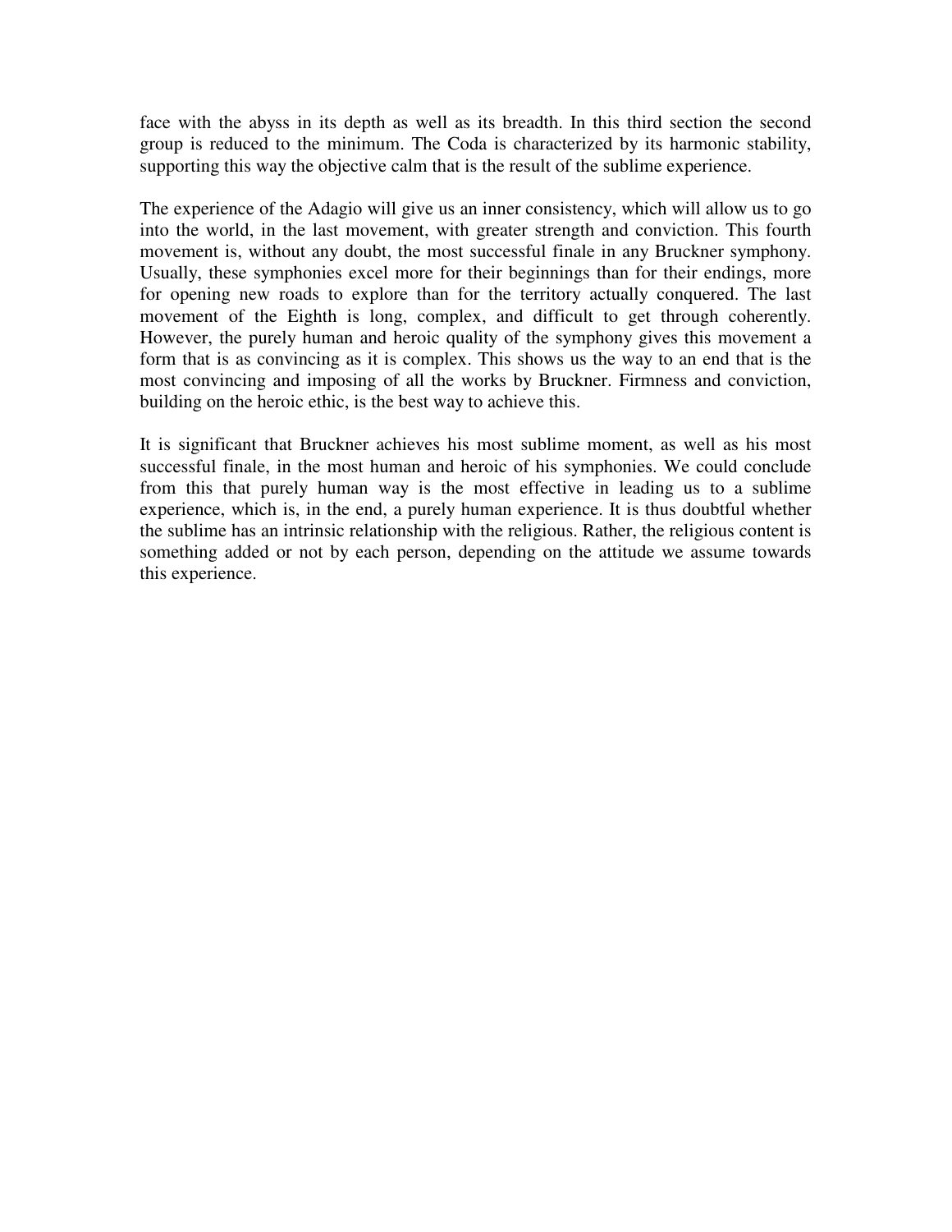face with the abyss in its depth as well as its breadth. In this third section the second group is reduced to the minimum. The Coda is characterized by its harmonic stability, supporting this way the objective calm that is the result of the sublime experience.

The experience of the Adagio will give us an inner consistency, which will allow us to go into the world, in the last movement, with greater strength and conviction. This fourth movement is, without any doubt, the most successful finale in any Bruckner symphony. Usually, these symphonies excel more for their beginnings than for their endings, more for opening new roads to explore than for the territory actually conquered. The last movement of the Eighth is long, complex, and difficult to get through coherently. However, the purely human and heroic quality of the symphony gives this movement a form that is as convincing as it is complex. This shows us the way to an end that is the most convincing and imposing of all the works by Bruckner. Firmness and conviction, building on the heroic ethic, is the best way to achieve this.

It is significant that Bruckner achieves his most sublime moment, as well as his most successful finale, in the most human and heroic of his symphonies. We could conclude from this that purely human way is the most effective in leading us to a sublime experience, which is, in the end, a purely human experience. It is thus doubtful whether the sublime has an intrinsic relationship with the religious. Rather, the religious content is something added or not by each person, depending on the attitude we assume towards this experience.